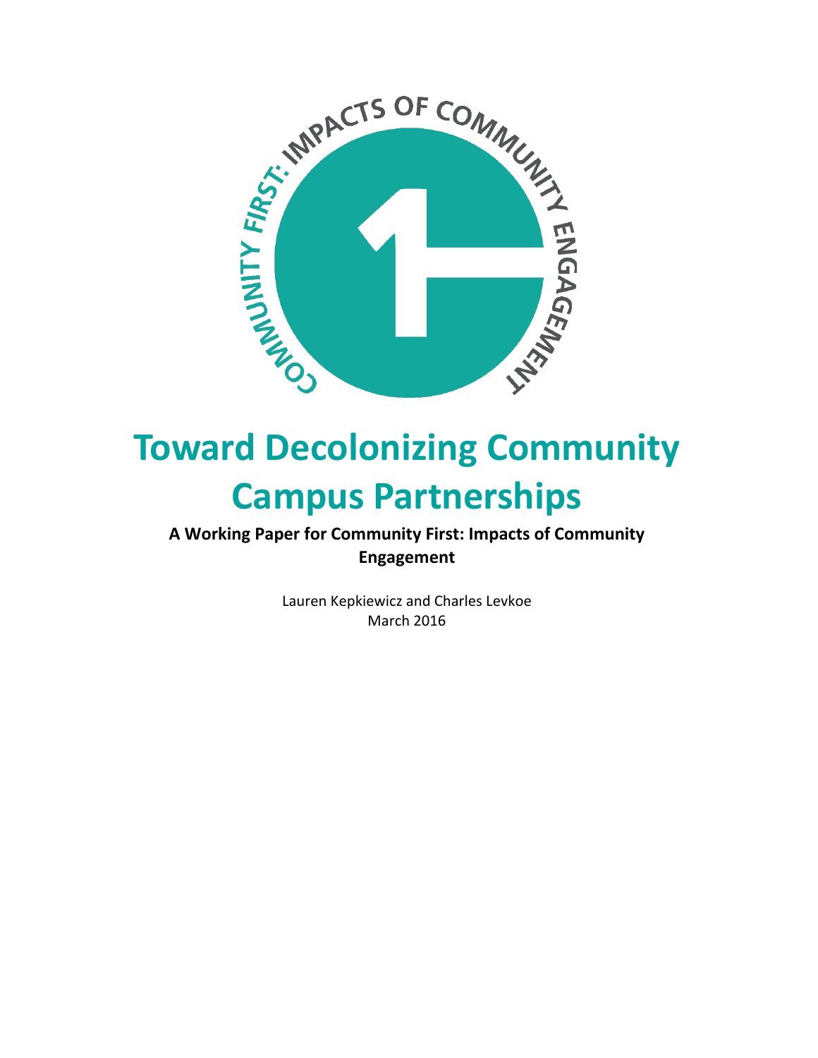# Toward Decolonizing Community Campus Partnerships

**A Working Paper for Community First: Impacts of Community Engagement**

Lauren Kepkiewicz and Charles Levkoe

March 2016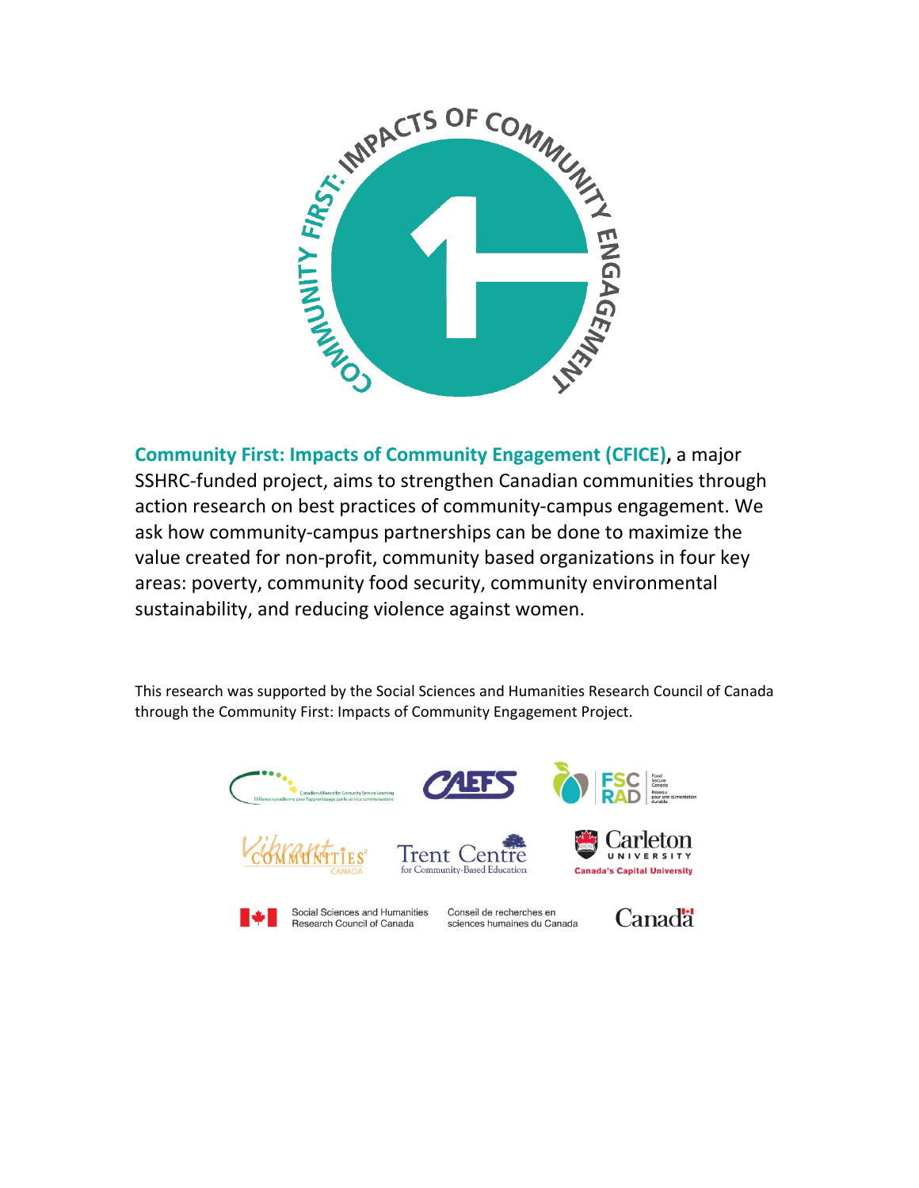**Community First: Impacts of Community Engagement (CFICE),** a major SSHRC-funded project, aims to strengthen Canadian communities through action research on best practices of community-campus engagement. We ask how community-campus partnerships can be done to maximize the value created for non-profit, community based organizations in four key areas: poverty, community food security, community environmental sustainability, and reducing violence against women.

This research was supported by the Social Sciences and Humanities Research Council of Canada through the Community First: Impacts of Community Engagement Project.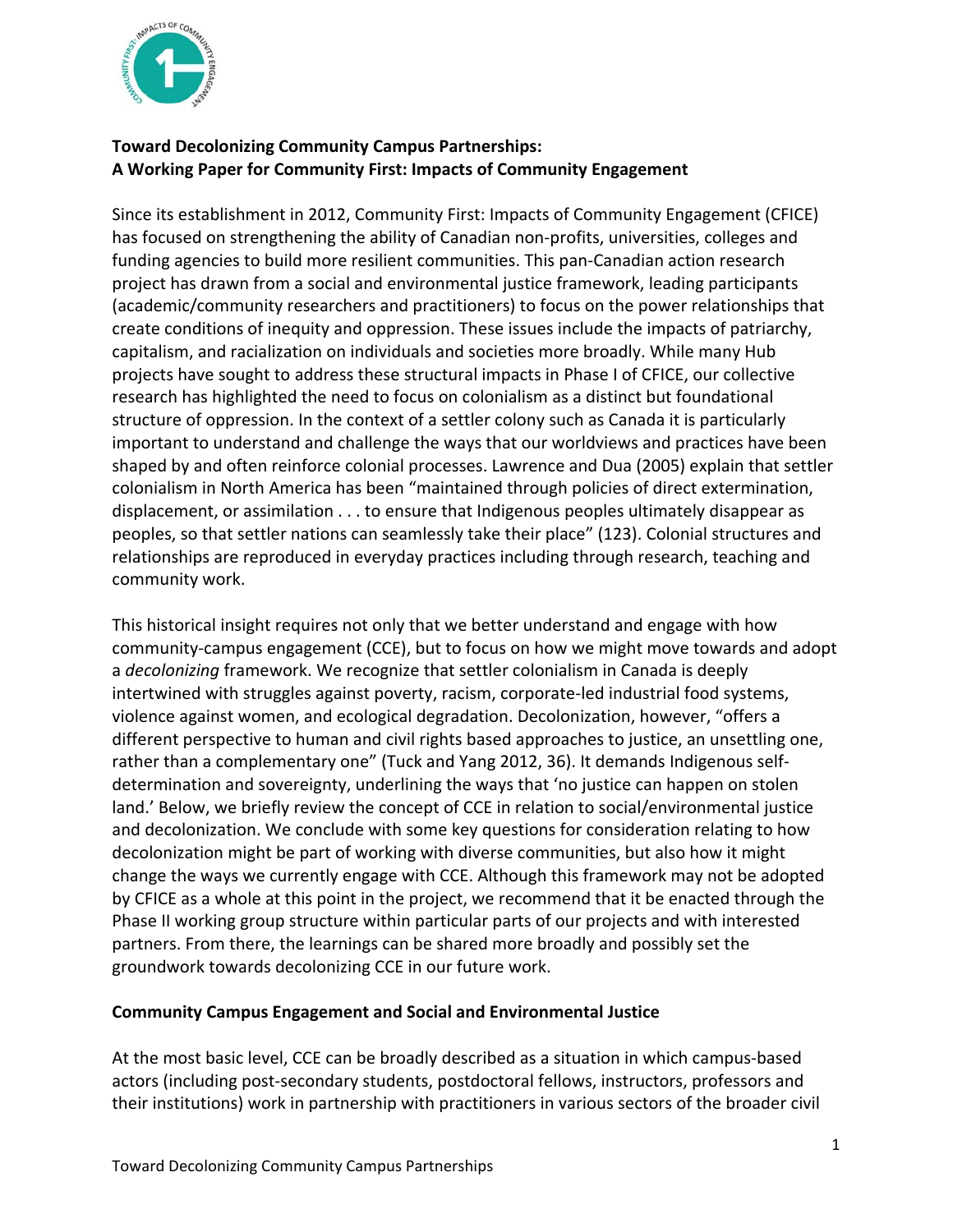**Toward Decolonizing Community Campus Partnerships:**
**A Working Paper for Community First: Impacts of Community Engagement**

Since its establishment in 2012, Community First: Impacts of Community Engagement (CFICE) has focused on strengthening the ability of Canadian non-profits, universities, colleges and funding agencies to build more resilient communities. This pan-Canadian action research project has drawn from a social and environmental justice framework, leading participants (academic/community researchers and practitioners) to focus on the power relationships that create conditions of inequity and oppression. These issues include the impacts of patriarchy, capitalism, and racialization on individuals and societies more broadly. While many Hub projects have sought to address these structural impacts in Phase I of CFICE, our collective research has highlighted the need to focus on colonialism as a distinct but foundational structure of oppression. In the context of a settler colony such as Canada it is particularly important to understand and challenge the ways that our worldviews and practices have been shaped by and often reinforce colonial processes. Lawrence and Dua (2005) explain that settler colonialism in North America has been "maintained through policies of direct extermination, displacement, or assimilation . . . to ensure that Indigenous peoples ultimately disappear as peoples, so that settler nations can seamlessly take their place" (123). Colonial structures and relationships are reproduced in everyday practices including through research, teaching and community work.

This historical insight requires not only that we better understand and engage with how community-campus engagement (CCE), but to focus on how we might move towards and adopt a *decolonizing* framework. We recognize that settler colonialism in Canada is deeply intertwined with struggles against poverty, racism, corporate-led industrial food systems, violence against women, and ecological degradation. Decolonization, however, "offers a different perspective to human and civil rights based approaches to justice, an unsettling one, rather than a complementary one" (Tuck and Yang 2012, 36). It demands Indigenous self-determination and sovereignty, underlining the ways that 'no justice can happen on stolen land.' Below, we briefly review the concept of CCE in relation to social/environmental justice and decolonization. We conclude with some key questions for consideration relating to how decolonization might be part of working with diverse communities, but also how it might change the ways we currently engage with CCE. Although this framework may not be adopted by CFICE as a whole at this point in the project, we recommend that it be enacted through the Phase II working group structure within particular parts of our projects and with interested partners. From there, the learnings can be shared more broadly and possibly set the groundwork towards decolonizing CCE in our future work.

## Community Campus Engagement and Social and Environmental Justice

At the most basic level, CCE can be broadly described as a situation in which campus-based actors (including post-secondary students, postdoctoral fellows, instructors, professors and their institutions) work in partnership with practitioners in various sectors of the broader civil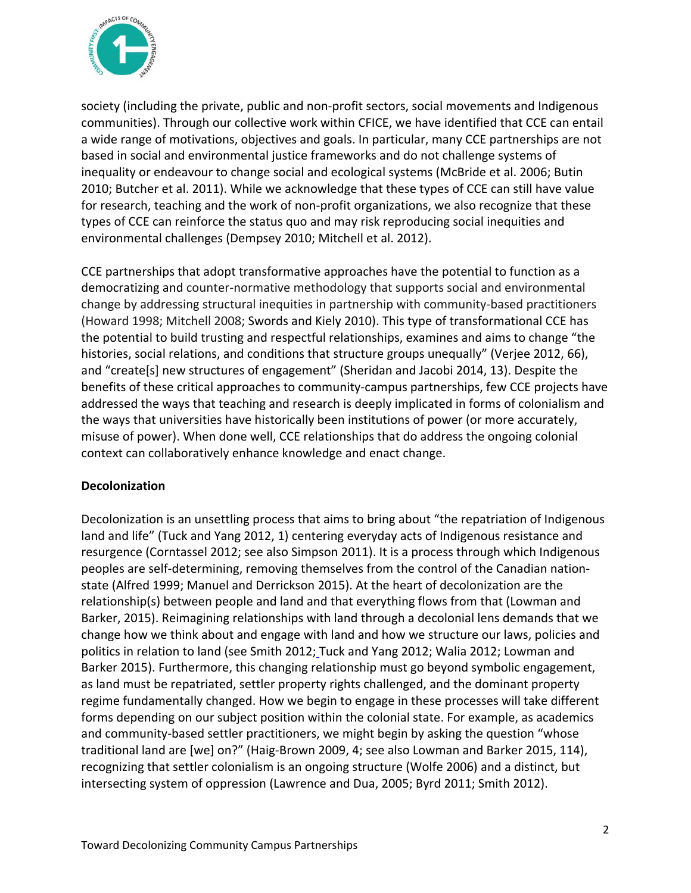society (including the private, public and non-profit sectors, social movements and Indigenous communities). Through our collective work within CFICE, we have identified that CCE can entail a wide range of motivations, objectives and goals. In particular, many CCE partnerships are not based in social and environmental justice frameworks and do not challenge systems of inequality or endeavour to change social and ecological systems (McBride et al. 2006; Butin 2010; Butcher et al. 2011). While we acknowledge that these types of CCE can still have value for research, teaching and the work of non-profit organizations, we also recognize that these types of CCE can reinforce the status quo and may risk reproducing social inequities and environmental challenges (Dempsey 2010; Mitchell et al. 2012).

CCE partnerships that adopt transformative approaches have the potential to function as a democratizing and counter-normative methodology that supports social and environmental change by addressing structural inequities in partnership with community-based practitioners (Howard 1998; Mitchell 2008; Swords and Kiely 2010). This type of transformational CCE has the potential to build trusting and respectful relationships, examines and aims to change "the histories, social relations, and conditions that structure groups unequally" (Verjee 2012, 66), and "create[s] new structures of engagement" (Sheridan and Jacobi 2014, 13). Despite the benefits of these critical approaches to community-campus partnerships, few CCE projects have addressed the ways that teaching and research is deeply implicated in forms of colonialism and the ways that universities have historically been institutions of power (or more accurately, misuse of power). When done well, CCE relationships that do address the ongoing colonial context can collaboratively enhance knowledge and enact change.

**Decolonization**

Decolonization is an unsettling process that aims to bring about "the repatriation of Indigenous land and life" (Tuck and Yang 2012, 1) centering everyday acts of Indigenous resistance and resurgence (Corntassel 2012; see also Simpson 2011). It is a process through which Indigenous peoples are self-determining, removing themselves from the control of the Canadian nation-state (Alfred 1999; Manuel and Derrickson 2015). At the heart of decolonization are the relationship(s) between people and land and that everything flows from that (Lowman and Barker, 2015). Reimagining relationships with land through a decolonial lens demands that we change how we think about and engage with land and how we structure our laws, policies and politics in relation to land (see Smith 2012; Tuck and Yang 2012; Walia 2012; Lowman and Barker 2015). Furthermore, this changing relationship must go beyond symbolic engagement, as land must be repatriated, settler property rights challenged, and the dominant property regime fundamentally changed. How we begin to engage in these processes will take different forms depending on our subject position within the colonial state. For example, as academics and community-based settler practitioners, we might begin by asking the question "whose traditional land are [we] on?" (Haig-Brown 2009, 4; see also Lowman and Barker 2015, 114), recognizing that settler colonialism is an ongoing structure (Wolfe 2006) and a distinct, but intersecting system of oppression (Lawrence and Dua, 2005; Byrd 2011; Smith 2012).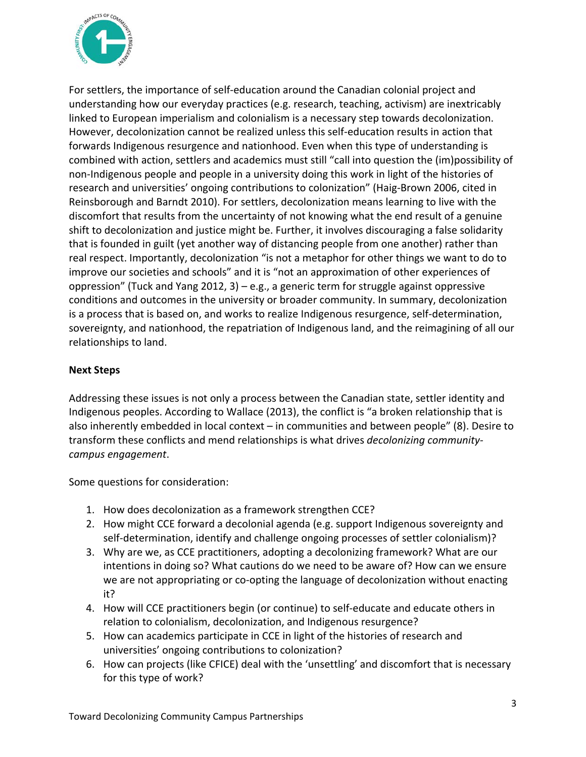For settlers, the importance of self-education around the Canadian colonial project and understanding how our everyday practices (e.g. research, teaching, activism) are inextricably linked to European imperialism and colonialism is a necessary step towards decolonization. However, decolonization cannot be realized unless this self-education results in action that forwards Indigenous resurgence and nationhood. Even when this type of understanding is combined with action, settlers and academics must still "call into question the (im)possibility of non-Indigenous people and people in a university doing this work in light of the histories of research and universities' ongoing contributions to colonization" (Haig-Brown 2006, cited in Reinsborough and Barndt 2010). For settlers, decolonization means learning to live with the discomfort that results from the uncertainty of not knowing what the end result of a genuine shift to decolonization and justice might be. Further, it involves discouraging a false solidarity that is founded in guilt (yet another way of distancing people from one another) rather than real respect. Importantly, decolonization "is not a metaphor for other things we want to do to improve our societies and schools" and it is "not an approximation of other experiences of oppression" (Tuck and Yang 2012, 3) – e.g., a generic term for struggle against oppressive conditions and outcomes in the university or broader community. In summary, decolonization is a process that is based on, and works to realize Indigenous resurgence, self-determination, sovereignty, and nationhood, the repatriation of Indigenous land, and the reimagining of all our relationships to land.

**Next Steps**

Addressing these issues is not only a process between the Canadian state, settler identity and Indigenous peoples. According to Wallace (2013), the conflict is "a broken relationship that is also inherently embedded in local context – in communities and between people" (8). Desire to transform these conflicts and mend relationships is what drives *decolonizing community-campus engagement*.

Some questions for consideration:

1. How does decolonization as a framework strengthen CCE?
2. How might CCE forward a decolonial agenda (e.g. support Indigenous sovereignty and self-determination, identify and challenge ongoing processes of settler colonialism)?
3. Why are we, as CCE practitioners, adopting a decolonizing framework? What are our intentions in doing so? What cautions do we need to be aware of? How can we ensure we are not appropriating or co-opting the language of decolonization without enacting it?
4. How will CCE practitioners begin (or continue) to self-educate and educate others in relation to colonialism, decolonization, and Indigenous resurgence?
5. How can academics participate in CCE in light of the histories of research and universities' ongoing contributions to colonization?
6. How can projects (like CFICE) deal with the 'unsettling' and discomfort that is necessary for this type of work?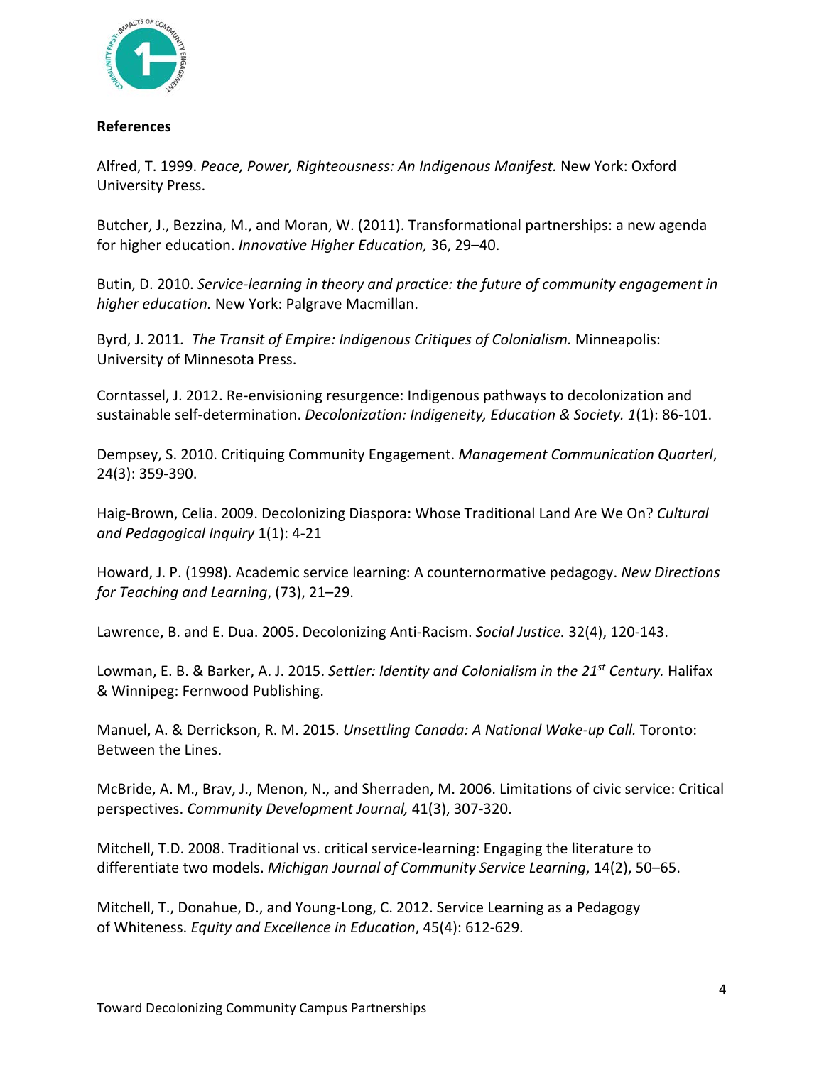**References**

Alfred, T. 1999. *Peace, Power, Righteousness: An Indigenous Manifest.* New York: Oxford University Press.

Butcher, J., Bezzina, M., and Moran, W. (2011). Transformational partnerships: a new agenda for higher education. *Innovative Higher Education,* 36, 29–40.

Butin, D. 2010. *Service-learning in theory and practice: the future of community engagement in higher education.* New York: Palgrave Macmillan.

Byrd, J. 2011. *The Transit of Empire: Indigenous Critiques of Colonialism.* Minneapolis: University of Minnesota Press.

Corntassel, J. 2012. Re-envisioning resurgence: Indigenous pathways to decolonization and sustainable self-determination. *Decolonization: Indigeneity, Education & Society. 1*(1): 86-101.

Dempsey, S. 2010. Critiquing Community Engagement. *Management Communication Quarterl*, 24(3): 359-390.

Haig-Brown, Celia. 2009. Decolonizing Diaspora: Whose Traditional Land Are We On? *Cultural and Pedagogical Inquiry* 1(1): 4-21

Howard, J. P. (1998). Academic service learning: A counternormative pedagogy. *New Directions for Teaching and Learning*, (73), 21–29.

Lawrence, B. and E. Dua. 2005. Decolonizing Anti-Racism. *Social Justice.* 32(4), 120-143.

Lowman, E. B. & Barker, A. J. 2015. *Settler: Identity and Colonialism in the 21st Century.* Halifax & Winnipeg: Fernwood Publishing.

Manuel, A. & Derrickson, R. M. 2015. *Unsettling Canada: A National Wake-up Call.* Toronto: Between the Lines.

McBride, A. M., Brav, J., Menon, N., and Sherraden, M. 2006. Limitations of civic service: Critical perspectives. *Community Development Journal,* 41(3), 307-320.

Mitchell, T.D. 2008. Traditional vs. critical service-learning: Engaging the literature to differentiate two models. *Michigan Journal of Community Service Learning*, 14(2), 50–65.

Mitchell, T., Donahue, D., and Young-Long, C. 2012. Service Learning as a Pedagogy of Whiteness. *Equity and Excellence in Education*, 45(4): 612-629.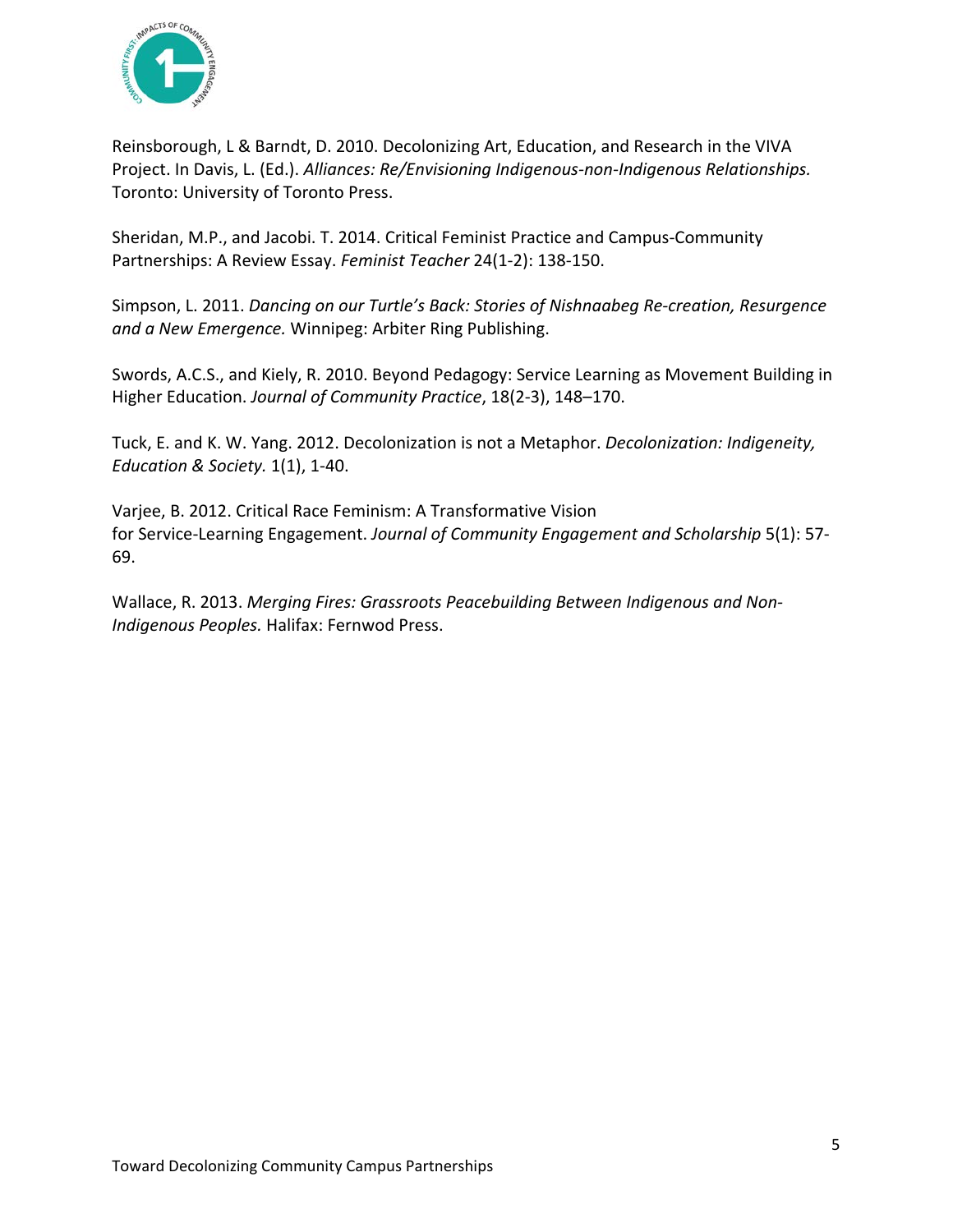Reinsborough, L & Barndt, D. 2010. Decolonizing Art, Education, and Research in the VIVA Project. In Davis, L. (Ed.). *Alliances: Re/Envisioning Indigenous-non-Indigenous Relationships.* Toronto: University of Toronto Press.

Sheridan, M.P., and Jacobi. T. 2014. Critical Feminist Practice and Campus-Community Partnerships: A Review Essay. *Feminist Teacher* 24(1-2): 138-150.

Simpson, L. 2011. *Dancing on our Turtle's Back: Stories of Nishnaabeg Re-creation, Resurgence and a New Emergence.* Winnipeg: Arbiter Ring Publishing.

Swords, A.C.S., and Kiely, R. 2010. Beyond Pedagogy: Service Learning as Movement Building in Higher Education. *Journal of Community Practice*, 18(2-3), 148–170.

Tuck, E. and K. W. Yang. 2012. Decolonization is not a Metaphor. *Decolonization: Indigeneity, Education & Society.* 1(1), 1-40.

Varjee, B. 2012. Critical Race Feminism: A Transformative Vision for Service-Learning Engagement. *Journal of Community Engagement and Scholarship* 5(1): 57-69.

Wallace, R. 2013. *Merging Fires: Grassroots Peacebuilding Between Indigenous and Non-Indigenous Peoples.* Halifax: Fernwod Press.